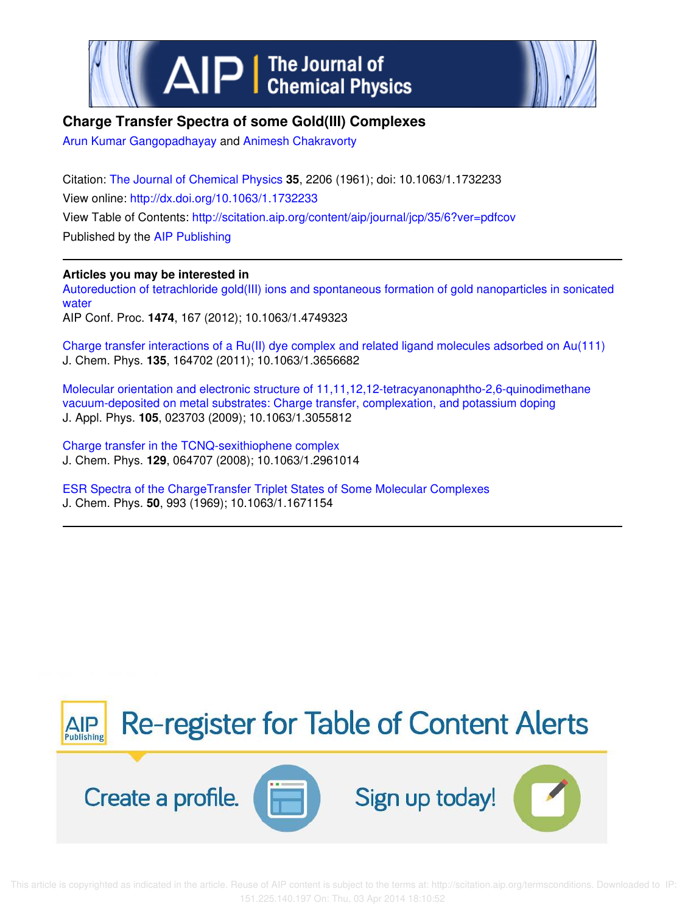# Charge Transfer Spectra of some Gold(III) Complexes

Arun Kumar Gangopadhayay and Animesh Chakravorty

Citation: The Journal of Chemical Physics **35**, 2206 (1961); doi: 10.1063/1.1732233

View online: http://dx.doi.org/10.1063/1.1732233

View Table of Contents: http://scitation.aip.org/content/aip/journal/jcp/35/6?ver=pdfcov

Published by the AIP Publishing

**Articles you may be interested in**

Autoreduction of tetrachloride gold(III) ions and spontaneous formation of gold nanoparticles in sonicated water

AIP Conf. Proc. **1474**, 167 (2012); 10.1063/1.4749323

Charge transfer interactions of a Ru(II) dye complex and related ligand molecules adsorbed on Au(111)

J. Chem. Phys. **135**, 164702 (2011); 10.1063/1.3656682

Molecular orientation and electronic structure of 11,11,12,12-tetracyanonaphtho-2,6-quinodimethane vacuum-deposited on metal substrates: Charge transfer, complexation, and potassium doping

J. Appl. Phys. **105**, 023703 (2009); 10.1063/1.3055812

Charge transfer in the TCNQ-sexithiophene complex

J. Chem. Phys. **129**, 064707 (2008); 10.1063/1.2961014

ESR Spectra of the ChargeTransfer Triplet States of Some Molecular Complexes

J. Chem. Phys. **50**, 993 (1969); 10.1063/1.1671154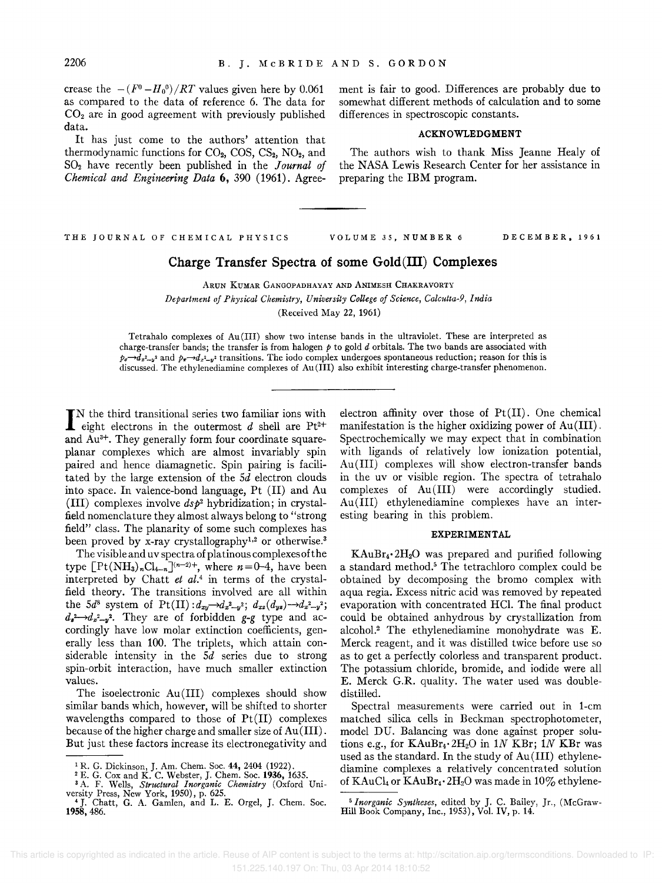crease the $-(F^0 - H_0^0)/RT$ values given here by 0.061 as compared to the data of reference 6. The data for $CO_2$ are in good agreement with previously published data.

It has just come to the authors' attention that thermodynamic functions for $CO_2$, COS, $CS_2$, $NO_2$, and $SO_2$ have recently been published in the *Journal of Chemical and Engineering Data* **6**, 390 (1961). Agreement is fair to good. Differences are probably due to somewhat different methods of calculation and to some differences in spectroscopic constants.

## ACKNOWLEDGMENT

The authors wish to thank Miss Jeanne Healy of the NASA Lewis Research Center for her assistance in preparing the IBM program.

---

THE JOURNAL OF CHEMICAL PHYSICS VOLUME 35, NUMBER 6 DECEMBER, 1961

# Charge Transfer Spectra of some Gold(III) Complexes

ARUN KUMAR GANGOPADHAYAY AND ANIMESH CHAKRAVORTY

*Department of Physical Chemistry, University College of Science, Calcutta-9, India*

(Received May 22, 1961)

Tetrahalo complexes of Au(III) show two intense bands in the ultraviolet. These are interpreted as charge-transfer bands; the transfer is from halogen $p$ to gold $d$ orbitals. The two bands are associated with $p_\sigma \rightarrow d_{x^2-y^2}$ and $p_\pi \rightarrow d_{x^2-y^2}$ transitions. The iodo complex undergoes spontaneous reduction; reason for this is discussed. The ethylenediamine complexes of Au(III) also exhibit interesting charge-transfer phenomenon.

In the third transitional series two familiar ions with eight electrons in the outermost $d$ shell are $Pt^{2+}$ and $Au^{3+}$. They generally form four coordinate square-planar complexes which are almost invariably spin paired and hence diamagnetic. Spin pairing is facilitated by the large extension of the $5d$ electron clouds into space. In valence-bond language, Pt (II) and Au (III) complexes involve $dsp^2$ hybridization; in crystal-field nomenclature they almost always belong to "strong field" class. The planarity of some such complexes has been proved by x-ray crystallography[1,2] or otherwise.[3]

The visible and uv spectra of platinous complexes of the type $[Pt(NH_3)_nCl_{4-n}]^{(n-2)+}$, where $n=0$–4, have been interpreted by Chatt *et al.*[4] in terms of the crystal-field theory. The transitions involved are all within the $5d^8$ system of Pt(II): $d_{xy} \rightarrow d_{x^2-y^2}$; $d_{xz}(d_{yz}) \rightarrow d_{x^2-y^2}$; $d_{z^2} \rightarrow d_{x^2-y^2}$. They are of forbidden $g$-$g$ type and accordingly have low molar extinction coefficients, generally less than 100. The triplets, which attain considerable intensity in the $5d$ series due to strong spin-orbit interaction, have much smaller extinction values.

The isoelectronic Au(III) complexes should show similar bands which, however, will be shifted to shorter wavelengths compared to those of Pt(II) complexes because of the higher charge and smaller size of Au(III). But just these factors increase its electronegativity and electron affinity over those of Pt(II). One chemical manifestation is the higher oxidizing power of Au(III). Spectrochemically we may expect that in combination with ligands of relatively low ionization potential, Au(III) complexes will show electron-transfer bands in the uv or visible region. The spectra of tetrahalo complexes of Au(III) were accordingly studied. Au(III) ethylenediamine complexes have an interesting bearing in this problem.

## EXPERIMENTAL

$KAuBr_4 \cdot 2H_2O$ was prepared and purified following a standard method.[5] The tetrachloro complex could be obtained by decomposing the bromo complex with aqua regia. Excess nitric acid was removed by repeated evaporation with concentrated HCl. The final product could be obtained anhydrous by crystallization from alcohol.[2] The ethylenediamine monohydrate was E. Merck reagent, and it was distilled twice before use so as to get a perfectly colorless and transparent product. The potassium chloride, bromide, and iodide were all E. Merck G.R. quality. The water used was double-distilled.

Spectral measurements were carried out in 1-cm matched silica cells in Beckman spectrophotometer, model DU. Balancing was done against proper solutions e.g., for $KAuBr_4 \cdot 2H_2O$ in $1N$ KBr; $1N$ KBr was used as the standard. In the study of Au(III) ethylenediamine complexes a relatively concentrated solution of $KAuCl_4$ or $KAuBr_4 \cdot 2H_2O$ was made in 10% ethylene-

[1] R. G. Dickinson, J. Am. Chem. Soc. **44**, 2404 (1922).

[2] E. G. Cox and K. C. Webster, J. Chem. Soc. **1936**, 1635.

[3] A. F. Wells, *Structural Inorganic Chemistry* (Oxford University Press, New York, 1950), p. 625.

[4] J. Chatt, G. A. Gamlen, and L. E. Orgel, J. Chem. Soc. **1958**, 486.

[5] *Inorganic Syntheses*, edited by J. C. Bailey, Jr., (McGraw-Hill Book Company, Inc., 1953), Vol. IV, p. 14.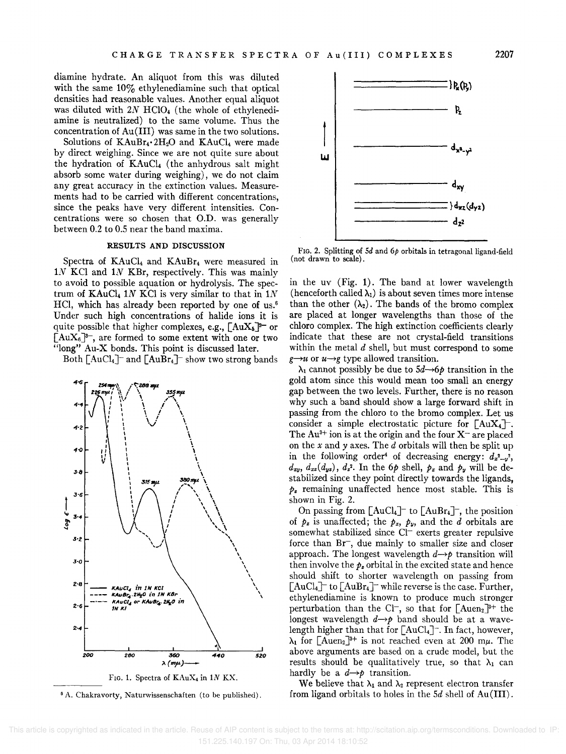diamine hydrate. An aliquot from this was diluted with the same 10% ethylenediamine such that optical densities had reasonable values. Another equal aliquot was diluted with 2N $HClO_4$ (the whole of ethylenediamine is neutralized) to the same volume. Thus the concentration of Au(III) was same in the two solutions.

Solutions of $KAuBr_4 \cdot 2H_2O$ and $KAuCl_4$ were made by direct weighing. Since we are not quite sure about the hydration of $KAuCl_4$ (the anhydrous salt might absorb some water during weighing), we do not claim any great accuracy in the extinction values. Measurements had to be carried with different concentrations, since the peaks have very different intensities. Concentrations were so chosen that O.D. was generally between 0.2 to 0.5 near the band maxima.

## RESULTS AND DISCUSSION

Spectra of $KAuCl_4$ and $KAuBr_4$ were measured in 1N KCl and 1N KBr, respectively. This was mainly to avoid to possible aquation or hydrolysis. The spectrum of $KAuCl_4$ 1N KCl is very similar to that in 1N HCl, which has already been reported by one of us.[6] Under such high concentrations of halide ions it is quite possible that higher complexes, e.g., $[AuX_5]^{2-}$ or $[AuX_6]^{3-}$, are formed to some extent with one or two "long" Au-X bonds. This point is discussed later.

Both $[AuCl_4]^-$ and $[AuBr_4]^-$ show two strong bands

Log ε
λ (mμ)
254 mμ
226 mμ
288 mμ
355 mμ
315 mμ
380 mμ
KAuCl4 in 1N KCl
KAuBr4.2H2O in 1N KBr
KAuCl4 or KAuBr4.2H2O in 1N KI

FIG. 1. Spectra of $KAuX_4$ in 1N KX.

[6] A. Chakravorty, Naturwissenschaften (to be published).

E
$p_x(p_y)$
$p_z$
$d_{x^2-y^2}$
$d_{xy}$
$d_{xz}(d_{yz})$
$d_{z^2}$

FIG. 2. Splitting of 5d and 6p orbitals in tetragonal ligand-field (not drawn to scale).

in the uv (Fig. 1). The band at lower wavelength (henceforth called $\lambda_1$) is about seven times more intense than the other ($\lambda_2$). The bands of the bromo complex are placed at longer wavelengths than those of the chloro complex. The high extinction coefficients clearly indicate that these are not crystal-field transitions within the metal d shell, but must correspond to some $g \rightarrow u$ or $u \rightarrow g$ type allowed transition.

$\lambda_1$ cannot possibly be due to $5d \rightarrow 6p$ transition in the gold atom since this would mean too small an energy gap between the two levels. Further, there is no reason why such a band should show a large forward shift in passing from the chloro to the bromo complex. Let us consider a simple electrostatic picture for $[AuX_4]^-$. The $Au^{3+}$ ion is at the origin and the four $X^-$ are placed on the x and y axes. The d orbitals will then be split up in the following order[4] of decreasing energy: $d_{x^2-y^2}$, $d_{xy}$, $d_{xz}(d_{yz})$, $d_{z^2}$. In the 6p shell, $p_x$ and $p_y$ will be destabilized since they point directly towards the ligands, $p_z$ remaining unaffected hence most stable. This is shown in Fig. 2.

On passing from $[AuCl_4]^-$ to $[AuBr_4]^-$, the position of $p_z$ is unaffected; the $p_x$, $p_y$, and the d orbitals are somewhat stabilized since $Cl^-$ exerts greater repulsive force than $Br^-$, due mainly to smaller size and closer approach. The longest wavelength $d \rightarrow p$ transition will then involve the $p_z$ orbital in the excited state and hence should shift to shorter wavelength on passing from $[AuCl_4]^-$ to $[AuBr_4]^-$ while reverse is the case. Further, ethylenediamine is known to produce much stronger perturbation than the $Cl^-$, so that for $[Auen_2]^{3+}$ the longest wavelength $d \rightarrow p$ band should be at a wavelength higher than that for $[AuCl_4]^-$. In fact, however, $\lambda_1$ for $[Auen_2]^{3+}$ is not reached even at 200 mμ. The above arguments are based on a crude model, but the results should be qualitatively true, so that $\lambda_1$ can hardly be a $d \rightarrow p$ transition.

We believe that $\lambda_1$ and $\lambda_2$ represent electron transfer from ligand orbitals to holes in the 5d shell of Au(III).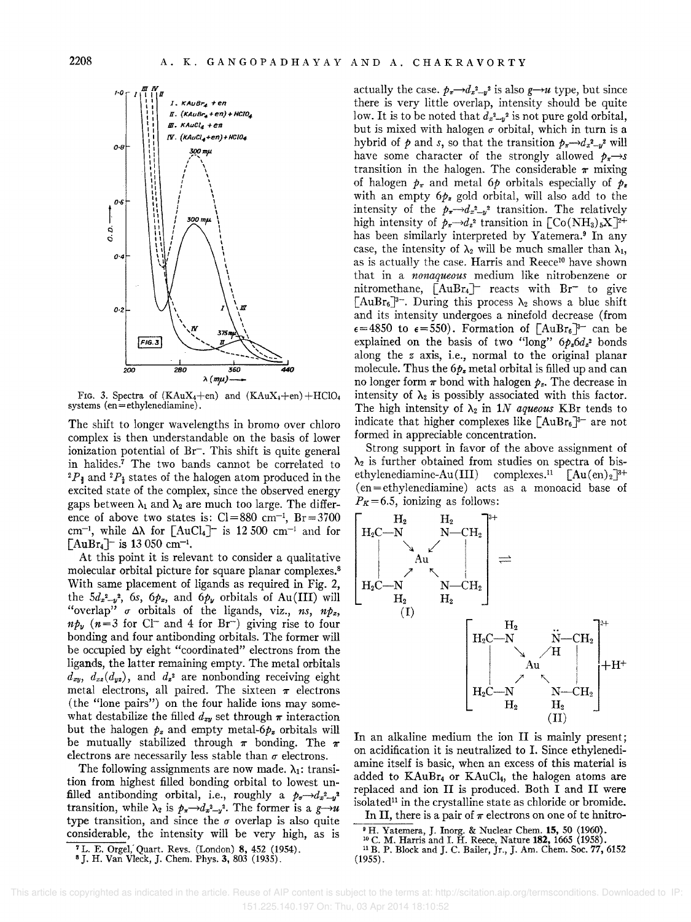FIG. 3. Spectra of (KAuX$_4$+en) and (KAuX$_4$+en)+HClO$_4$ systems (en=ethylenediamine).

The shift to longer wavelengths in bromo over chloro complex is then understandable on the basis of lower ionization potential of $Br^-$. This shift is quite general in halides.[7] The two bands cannot be correlated to $^2P_{\frac{3}{2}}$ and $^2P_{\frac{1}{2}}$ states of the halogen atom produced in the excited state of the complex, since the observed energy gaps between $\lambda_1$ and $\lambda_2$ are much too large. The difference of above two states is: Cl=880 cm$^{-1}$, Br=3700 cm$^{-1}$, while $\Delta\lambda$ for $[AuCl_4]^-$ is 12 500 cm$^{-1}$ and for $[AuBr_4]^-$ is 13 050 cm$^{-1}$.

At this point it is relevant to consider a qualitative molecular orbital picture for square planar complexes.[8] With same placement of ligands as required in Fig. 2, the $5d_{x^2-y^2}$, $6s$, $6p_x$, and $6p_y$ orbitals of Au(III) will "overlap" $\sigma$ orbitals of the ligands, viz., $ns$, $np_x$, $np_y$ ($n=3$ for $Cl^-$ and 4 for $Br^-$) giving rise to four bonding and four antibonding orbitals. The former will be occupied by eight "coordinated" electrons from the ligands, the latter remaining empty. The metal orbitals $d_{xy}$, $d_{xz}(d_{yz})$, and $d_{z^2}$ are nonbonding receiving eight metal electrons, all paired. The sixteen $\pi$ electrons (the "lone pairs") on the four halide ions may somewhat destabilize the filled $d_{xy}$ set through $\pi$ interaction but the halogen $p_z$ and empty metal-$6p_z$ orbitals will be mutually stabilized through $\pi$ bonding. The $\pi$ electrons are necessarily less stable than $\sigma$ electrons.

The following assignments are now made. $\lambda_1$: transition from highest filled bonding orbital to lowest unfilled antibonding orbital, i.e., roughly a $p_\sigma \rightarrow d_{x^2-y^2}$ transition, while $\lambda_2$ is $p_\pi \rightarrow d_{x^2-y^2}$. The former is a $g\rightarrow u$ type transition, and since the $\sigma$ overlap is also quite considerable, the intensity will be very high, as is actually the case. $p_\pi \rightarrow d_{x^2-y^2}$ is also $g\rightarrow u$ type, but since there is very little overlap, intensity should be quite low. It is to be noted that $d_{x^2-y^2}$ is not pure gold orbital, but is mixed with halogen $\sigma$ orbital, which in turn is a hybrid of $p$ and $s$, so that the transition $p_\pi \rightarrow d_{x^2-y^2}$ will have some character of the strongly allowed $p_\pi \rightarrow s$ transition in the halogen. The considerable $\pi$ mixing of halogen $p_\pi$ and metal $6p$ orbitals especially of $p_z$ with an empty $6p_z$ gold orbital, will also add to the intensity of the $p_\pi \rightarrow d_{x^2-y^2}$ transition. The relatively high intensity of $p_\pi \rightarrow d_{z^2}$ transition in $[Co(NH_3)_5X]^{2+}$ has been similarly interpreted by Yatemera.[9] In any case, the intensity of $\lambda_2$ will be much smaller than $\lambda_1$, as is actually the case. Harris and Reece[10] have shown that in a *nonaqueous* medium like nitrobenzene or nitromethane, $[AuBr_4]^-$ reacts with $Br^-$ to give $[AuBr_6]^{3-}$. During this process $\lambda_2$ shows a blue shift and its intensity undergoes a ninefold decrease (from $\epsilon=4850$ to $\epsilon=550$). Formation of $[AuBr_6]^{3-}$ can be explained on the basis of two "long" $6p_z6d_{z^2}$ bonds along the $z$ axis, i.e., normal to the original planar molecule. Thus the $6p_z$ metal orbital is filled up and can no longer form $\pi$ bond with halogen $p_z$. The decrease in intensity of $\lambda_2$ is possibly associated with this factor. The high intensity of $\lambda_2$ in 1*N aqueous* KBr tends to indicate that higher complexes like $[AuBr_6]^{3-}$ are not formed in appreciable concentration.

Strong support in favor of the above assignment of $\lambda_2$ is further obtained from studies on spectra of bisethylenediamine-Au(III) complexes.[11] $[Au(en)_2]^{3+}$ (en=ethylenediamine) acts as a monoacid base of $P_K=6.5$, ionizing as follows:

$$[Au(en)_2]^{3+}\ \text{(I)} \rightleftharpoons [Au(en)(en-H)]^{2+}\ \text{(II)} + H^+$$

In an alkaline medium the ion II is mainly present; on acidification it is neutralized to I. Since ethylenediamine itself is basic, when an excess of this material is added to $KAuBr_4$ or $KAuCl_4$, the halogen atoms are replaced and ion II is produced. Both I and II were isolated[11] in the crystalline state as chloride or bromide.

In II, there is a pair of $\pi$ electrons on one of te hnitro-

[7] L. E. Orgel, Quart. Revs. (London) 8, 452 (1954).
[8] J. H. Van Vleck, J. Chem. Phys. 3, 803 (1935).
[9] H. Yatemera, J. Inorg. & Nuclear Chem. 15, 50 (1960).
[10] C. M. Harris and I. H. Reece, Nature 182, 1665 (1958).
[11] B. P. Block and J. C. Bailer, Jr., J. Am. Chem. Soc. 77, 6152 (1955).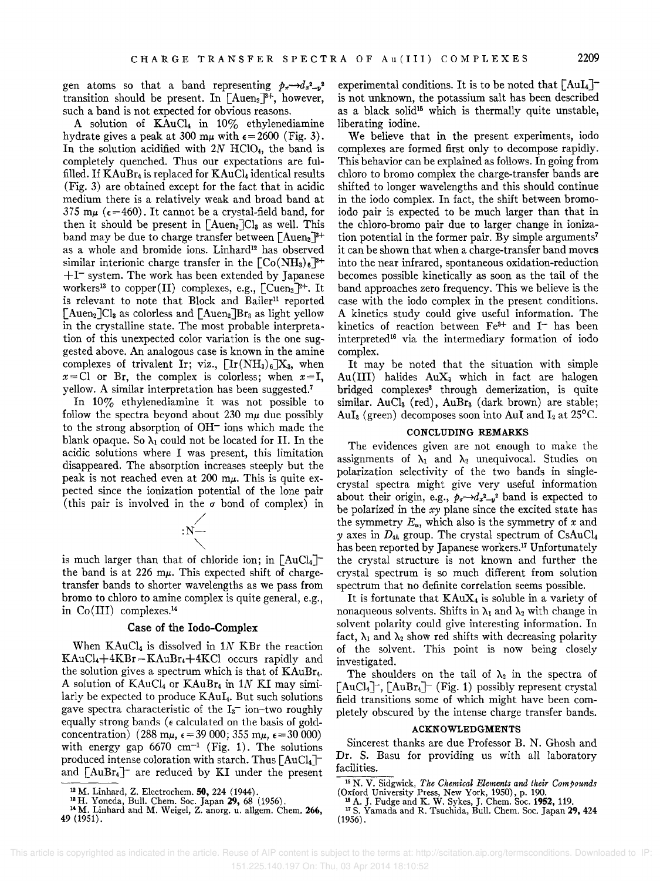gen atoms so that a band representing $p_\pi \rightarrow d_{x^2-y^2}$ transition should be present. In $[Auen_2]^{3+}$, however, such a band is not expected for obvious reasons.

A solution of $KAuCl_4$ in 10% ethylenediamine hydrate gives a peak at 300 mμ with $\epsilon = 2600$ (Fig. 3). In the solution acidified with 2*N* $HClO_4$, the band is completely quenched. Thus our expectations are fulfilled. If $KAuBr_4$ is replaced for $KAuCl_4$ identical results (Fig. 3) are obtained except for the fact that in acidic medium there is a relatively weak and broad band at 375 mμ ($\epsilon = 460$). It cannot be a crystal-field band, for then it should be present in $[Auen_2]Cl_3$ as well. This band may be due to charge transfer between $[Auen_2]^{3+}$ as a whole and bromide ions. Linhard[12] has observed similar interionic charge transfer in the $[Co(NH_3)_6]^{3+} + I^-$ system. The work has been extended by Japanese workers[13] to copper(II) complexes, e.g., $[Cuen_2]^{2+}$. It is relevant to note that Block and Bailer[11] reported $[Auen_2]Cl_3$ as colorless and $[Auen_2]Br_3$ as light yellow in the crystalline state. The most probable interpretation of this unexpected color variation is the one suggested above. An analogous case is known in the amine complexes of trivalent Ir; viz., $[Ir(NH_3)_6]X_3$, when $x$ = Cl or Br, the complex is colorless; when $x$ = I, yellow. A similar interpretation has been suggested.[7]

In 10% ethylenediamine it was not possible to follow the spectra beyond about 230 mμ due possibly to the strong absorption of $OH^-$ ions which made the blank opaque. So $\lambda_1$ could not be located for II. In the acidic solutions where I was present, this limitation disappeared. The absorption increases steeply but the peak is not reached even at 200 mμ. This is quite expected since the ionization potential of the lone pair (this pair is involved in the σ bond of complex) in

:N⟨

is much larger than that of chloride ion; in $[AuCl_4]^-$ the band is at 226 mμ. This expected shift of charge-transfer bands to shorter wavelengths as we pass from bromo to chloro to amine complex is quite general, e.g., in Co(III) complexes.[14]

### Case of the Iodo-Complex

When $KAuCl_4$ is dissolved in 1*N* KBr the reaction $KAuCl_4 + 4KBr = KAuBr_4 + 4KCl$ occurs rapidly and the solution gives a spectrum which is that of $KAuBr_4$. A solution of $KAuCl_4$ or $KAuBr_4$ in 1*N* KI may similarly be expected to produce $KAuI_4$. But such solutions gave spectra characteristic of the $I_3^-$ ion—two roughly equally strong bands (ε calculated on the basis of gold-concentration) (288 mμ, $\epsilon = 39\,000$; 355 mμ, $\epsilon = 30\,000$) with energy gap 6670 $cm^{-1}$ (Fig. 1). The solutions produced intense coloration with starch. Thus $[AuCl_4]^-$ and $[AuBr_4]^-$ are reduced by KI under the present experimental conditions. It is to be noted that $[AuI_4]^-$ is not unknown, the potassium salt has been described as a black solid[15] which is thermally quite unstable, liberating iodine.

We believe that in the present experiments, iodo complexes are formed first only to decompose rapidly. This behavior can be explained as follows. In going from chloro to bromo complex the charge-transfer bands are shifted to longer wavelengths and this should continue in the iodo complex. In fact, the shift between bromo-iodo pair is expected to be much larger than that in the chloro-bromo pair due to larger change in ionization potential in the former pair. By simple arguments[7] it can be shown that when a charge-transfer band moves into the near infrared, spontaneous oxidation-reduction becomes possible kinetically as soon as the tail of the band approaches zero frequency. This we believe is the case with the iodo complex in the present conditions. A kinetics study could give useful information. The kinetics of reaction between $Fe^{3+}$ and $I^-$ has been interpreted[16] via the intermediary formation of iodo complex.

It may be noted that the situation with simple Au(III) halides $AuX_3$ which in fact are halogen bridged complexes[3] through demerization, is quite similar. $AuCl_3$ (red), $AuBr_3$ (dark brown) are stable; $AuI_3$ (green) decomposes soon into AuI and $I_2$ at 25°C.

### CONCLUDING REMARKS

The evidences given are not enough to make the assignments of $\lambda_1$ and $\lambda_2$ unequivocal. Studies on polarization selectivity of the two bands in single-crystal spectra might give very useful information about their origin, e.g., $p_\sigma \rightarrow d_{x^2-y^2}$ band is expected to be polarized in the *xy* plane since the excited state has the symmetry $E_u$, which also is the symmetry of *x* and *y* axes in $D_{4h}$ group. The crystal spectrum of $CsAuCl_4$ has been reported by Japanese workers.[17] Unfortunately the crystal structure is not known and further the crystal spectrum is so much different from solution spectrum that no definite correlation seems possible.

It is fortunate that $KAuX_4$ is soluble in a variety of nonaqueous solvents. Shifts in $\lambda_1$ and $\lambda_2$ with change in solvent polarity could give interesting information. In fact, $\lambda_1$ and $\lambda_2$ show red shifts with decreasing polarity of the solvent. This point is now being closely investigated.

The shoulders on the tail of $\lambda_2$ in the spectra of $[AuCl_4]^-$, $[AuBr_4]^-$ (Fig. 1) possibly represent crystal field transitions some of which might have been completely obscured by the intense charge transfer bands.

### ACKNOWLEDGMENTS

Sincerest thanks are due Professor B. N. Ghosh and Dr. S. Basu for providing us with all laboratory facilities.

[12] M. Linhard, Z. Electrochem. **50**, 224 (1944).
[13] H. Yoneda, Bull. Chem. Soc. Japan **29**, 68 (1956).
[14] M. Linhard and M. Weigel, Z. anorg. u. allgem. Chem. **266**, 49 (1951).
[15] N. V. Sidgwick, *The Chemical Elements and their Compounds* (Oxford University Press, New York, 1950), p. 190.
[16] A. J. Fudge and K. W. Sykes, J. Chem. Soc. **1952**, 119.
[17] S. Yamada and R. Tsuchida, Bull. Chem. Soc. Japan **29**, 424 (1956).